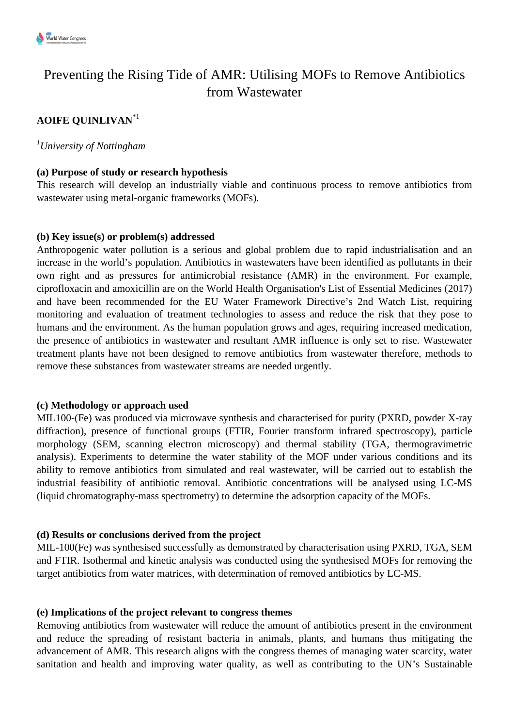# Preventing the Rising Tide of AMR: Utilising MOFs to Remove Antibiotics from Wastewater

**AOIFE QUINLIVAN**[*1]

*[1]University of Nottingham*

**(a) Purpose of study or research hypothesis**

This research will develop an industrially viable and continuous process to remove antibiotics from wastewater using metal-organic frameworks (MOFs).

**(b) Key issue(s) or problem(s) addressed**

Anthropogenic water pollution is a serious and global problem due to rapid industrialisation and an increase in the world's population. Antibiotics in wastewaters have been identified as pollutants in their own right and as pressures for antimicrobial resistance (AMR) in the environment. For example, ciprofloxacin and amoxicillin are on the World Health Organisation's List of Essential Medicines (2017) and have been recommended for the EU Water Framework Directive's 2nd Watch List, requiring monitoring and evaluation of treatment technologies to assess and reduce the risk that they pose to humans and the environment. As the human population grows and ages, requiring increased medication, the presence of antibiotics in wastewater and resultant AMR influence is only set to rise. Wastewater treatment plants have not been designed to remove antibiotics from wastewater therefore, methods to remove these substances from wastewater streams are needed urgently.

**(c) Methodology or approach used**

MIL100-(Fe) was produced via microwave synthesis and characterised for purity (PXRD, powder X-ray diffraction), presence of functional groups (FTIR, Fourier transform infrared spectroscopy), particle morphology (SEM, scanning electron microscopy) and thermal stability (TGA, thermogravimetric analysis). Experiments to determine the water stability of the MOF under various conditions and its ability to remove antibiotics from simulated and real wastewater, will be carried out to establish the industrial feasibility of antibiotic removal. Antibiotic concentrations will be analysed using LC-MS (liquid chromatography-mass spectrometry) to determine the adsorption capacity of the MOFs.

**(d) Results or conclusions derived from the project**

MIL-100(Fe) was synthesised successfully as demonstrated by characterisation using PXRD, TGA, SEM and FTIR. Isothermal and kinetic analysis was conducted using the synthesised MOFs for removing the target antibiotics from water matrices, with determination of removed antibiotics by LC-MS.

**(e) Implications of the project relevant to congress themes**

Removing antibiotics from wastewater will reduce the amount of antibiotics present in the environment and reduce the spreading of resistant bacteria in animals, plants, and humans thus mitigating the advancement of AMR. This research aligns with the congress themes of managing water scarcity, water sanitation and health and improving water quality, as well as contributing to the UN's Sustainable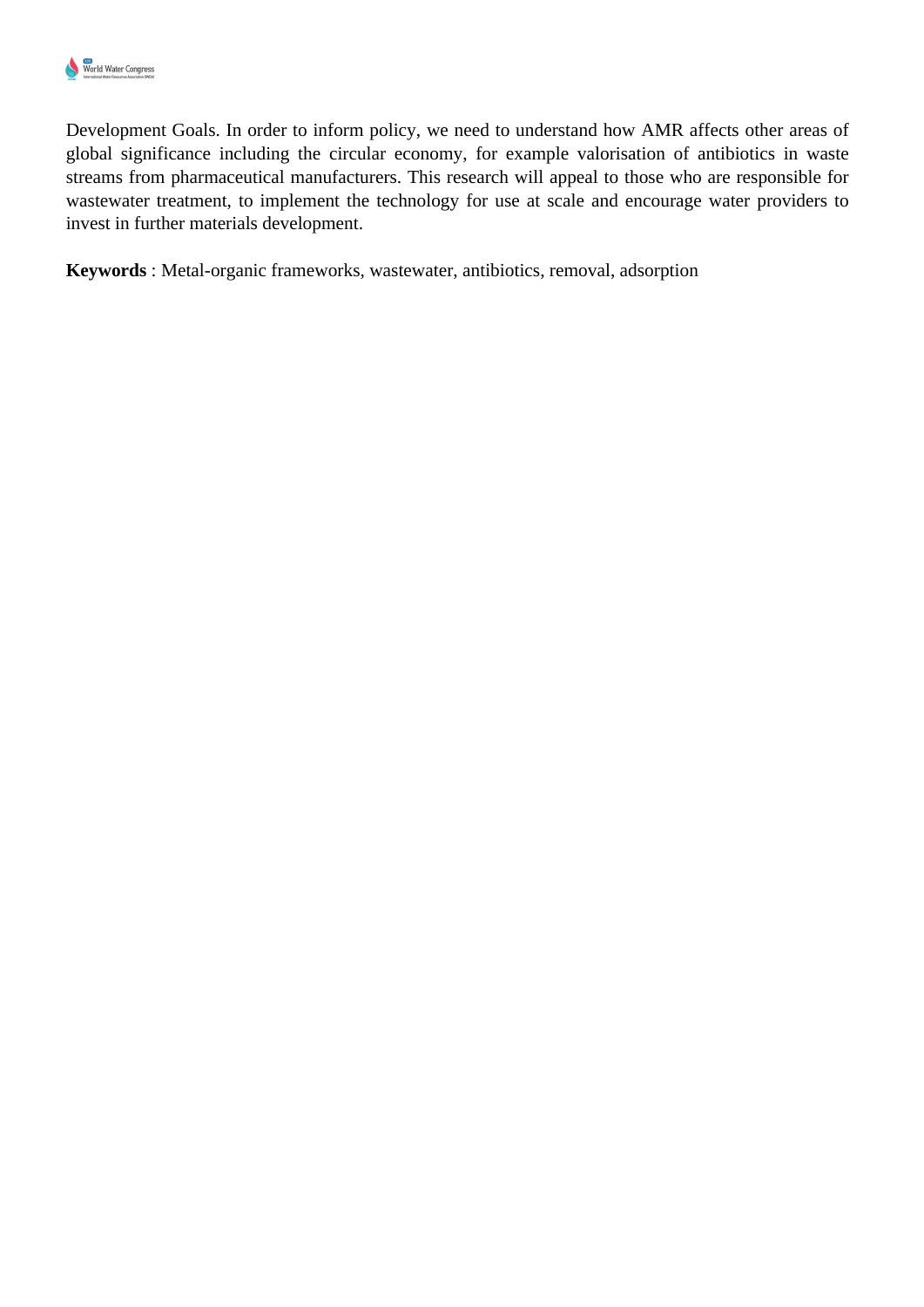Development Goals. In order to inform policy, we need to understand how AMR affects other areas of global significance including the circular economy, for example valorisation of antibiotics in waste streams from pharmaceutical manufacturers. This research will appeal to those who are responsible for wastewater treatment, to implement the technology for use at scale and encourage water providers to invest in further materials development.

**Keywords** : Metal-organic frameworks, wastewater, antibiotics, removal, adsorption